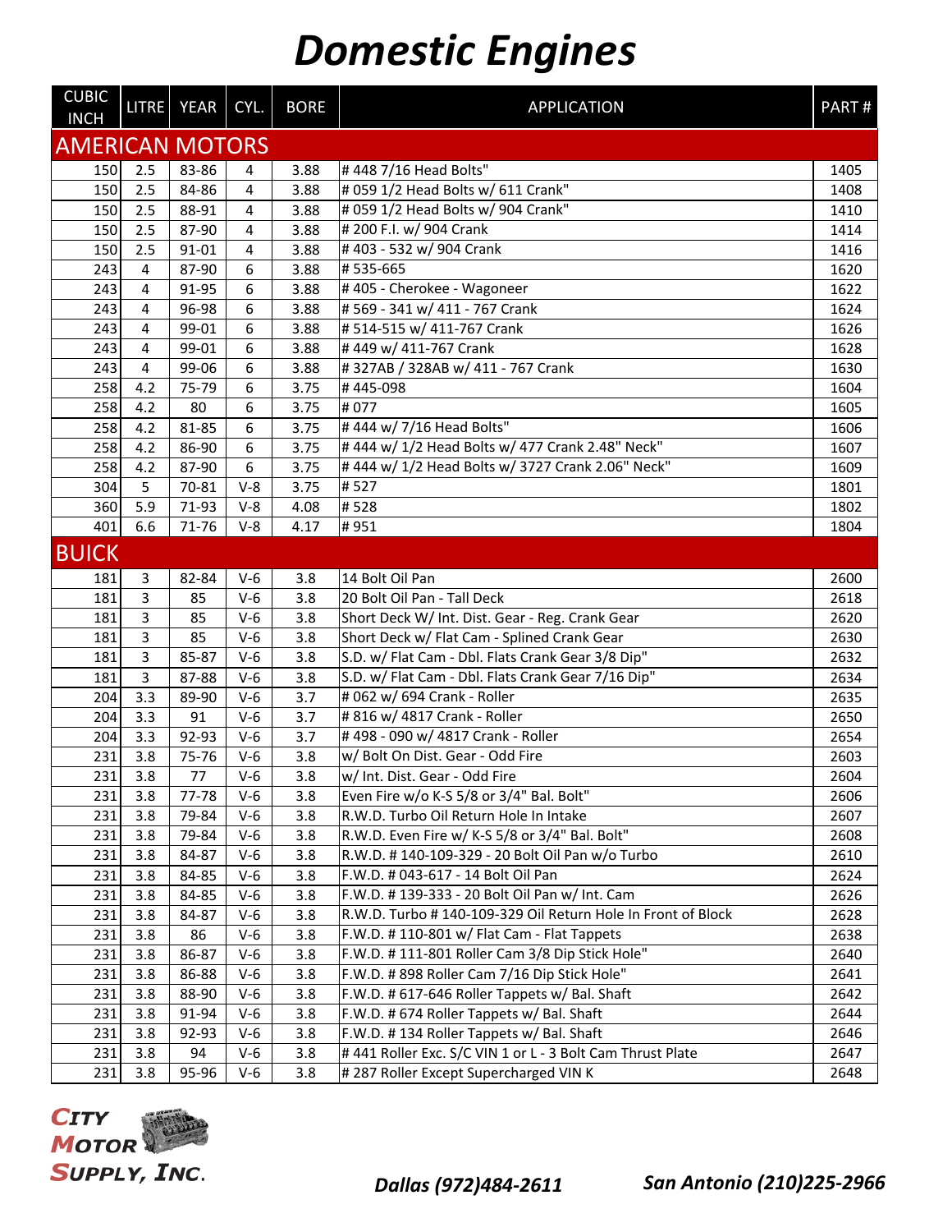# Domestic Engines

| CUBIC INCH | LITRE | YEAR | CYL. | BORE | APPLICATION | PART # |
|---|---|---|---|---|---|---|
| **AMERICAN MOTORS** | | | | | | |
| 150 | 2.5 | 83-86 | 4 | 3.88 | # 448 7/16 Head Bolts" | 1405 |
| 150 | 2.5 | 84-86 | 4 | 3.88 | # 059 1/2 Head Bolts w/ 611 Crank" | 1408 |
| 150 | 2.5 | 88-91 | 4 | 3.88 | # 059 1/2 Head Bolts w/ 904 Crank" | 1410 |
| 150 | 2.5 | 87-90 | 4 | 3.88 | # 200 F.I. w/ 904 Crank | 1414 |
| 150 | 2.5 | 91-01 | 4 | 3.88 | # 403 - 532 w/ 904 Crank | 1416 |
| 243 | 4 | 87-90 | 6 | 3.88 | # 535-665 | 1620 |
| 243 | 4 | 91-95 | 6 | 3.88 | # 405 - Cherokee - Wagoneer | 1622 |
| 243 | 4 | 96-98 | 6 | 3.88 | # 569 - 341 w/ 411 - 767 Crank | 1624 |
| 243 | 4 | 99-01 | 6 | 3.88 | # 514-515 w/ 411-767 Crank | 1626 |
| 243 | 4 | 99-01 | 6 | 3.88 | # 449 w/ 411-767 Crank | 1628 |
| 243 | 4 | 99-06 | 6 | 3.88 | # 327AB / 328AB w/ 411 - 767 Crank | 1630 |
| 258 | 4.2 | 75-79 | 6 | 3.75 | # 445-098 | 1604 |
| 258 | 4.2 | 80 | 6 | 3.75 | # 077 | 1605 |
| 258 | 4.2 | 81-85 | 6 | 3.75 | # 444 w/ 7/16 Head Bolts" | 1606 |
| 258 | 4.2 | 86-90 | 6 | 3.75 | # 444 w/ 1/2 Head Bolts w/ 477 Crank 2.48" Neck" | 1607 |
| 258 | 4.2 | 87-90 | 6 | 3.75 | # 444 w/ 1/2 Head Bolts w/ 3727 Crank 2.06" Neck" | 1609 |
| 304 | 5 | 70-81 | V-8 | 3.75 | # 527 | 1801 |
| 360 | 5.9 | 71-93 | V-8 | 4.08 | # 528 | 1802 |
| 401 | 6.6 | 71-76 | V-8 | 4.17 | # 951 | 1804 |
| **BUICK** | | | | | | |
| 181 | 3 | 82-84 | V-6 | 3.8 | 14 Bolt Oil Pan | 2600 |
| 181 | 3 | 85 | V-6 | 3.8 | 20 Bolt Oil Pan - Tall Deck | 2618 |
| 181 | 3 | 85 | V-6 | 3.8 | Short Deck W/ Int. Dist. Gear - Reg. Crank Gear | 2620 |
| 181 | 3 | 85 | V-6 | 3.8 | Short Deck w/ Flat Cam - Splined Crank Gear | 2630 |
| 181 | 3 | 85-87 | V-6 | 3.8 | S.D. w/ Flat Cam - Dbl. Flats Crank Gear 3/8 Dip" | 2632 |
| 181 | 3 | 87-88 | V-6 | 3.8 | S.D. w/ Flat Cam - Dbl. Flats Crank Gear 7/16 Dip" | 2634 |
| 204 | 3.3 | 89-90 | V-6 | 3.7 | # 062 w/ 694 Crank - Roller | 2635 |
| 204 | 3.3 | 91 | V-6 | 3.7 | # 816 w/ 4817 Crank - Roller | 2650 |
| 204 | 3.3 | 92-93 | V-6 | 3.7 | # 498 - 090 w/ 4817 Crank - Roller | 2654 |
| 231 | 3.8 | 75-76 | V-6 | 3.8 | w/ Bolt On Dist. Gear - Odd Fire | 2603 |
| 231 | 3.8 | 77 | V-6 | 3.8 | w/ Int. Dist. Gear - Odd Fire | 2604 |
| 231 | 3.8 | 77-78 | V-6 | 3.8 | Even Fire w/o K-S 5/8 or 3/4" Bal. Bolt" | 2606 |
| 231 | 3.8 | 79-84 | V-6 | 3.8 | R.W.D. Turbo Oil Return Hole In Intake | 2607 |
| 231 | 3.8 | 79-84 | V-6 | 3.8 | R.W.D. Even Fire w/ K-S 5/8 or 3/4" Bal. Bolt" | 2608 |
| 231 | 3.8 | 84-87 | V-6 | 3.8 | R.W.D. # 140-109-329 - 20 Bolt Oil Pan w/o Turbo | 2610 |
| 231 | 3.8 | 84-85 | V-6 | 3.8 | F.W.D. # 043-617 - 14 Bolt Oil Pan | 2624 |
| 231 | 3.8 | 84-85 | V-6 | 3.8 | F.W.D. # 139-333 - 20 Bolt Oil Pan w/ Int. Cam | 2626 |
| 231 | 3.8 | 84-87 | V-6 | 3.8 | R.W.D. Turbo # 140-109-329 Oil Return Hole In Front of Block | 2628 |
| 231 | 3.8 | 86 | V-6 | 3.8 | F.W.D. # 110-801 w/ Flat Cam - Flat Tappets | 2638 |
| 231 | 3.8 | 86-87 | V-6 | 3.8 | F.W.D. # 111-801 Roller Cam 3/8 Dip Stick Hole" | 2640 |
| 231 | 3.8 | 86-88 | V-6 | 3.8 | F.W.D. # 898 Roller Cam 7/16 Dip Stick Hole" | 2641 |
| 231 | 3.8 | 88-90 | V-6 | 3.8 | F.W.D. # 617-646 Roller Tappets w/ Bal. Shaft | 2642 |
| 231 | 3.8 | 91-94 | V-6 | 3.8 | F.W.D. # 674 Roller Tappets w/ Bal. Shaft | 2644 |
| 231 | 3.8 | 92-93 | V-6 | 3.8 | F.W.D. # 134 Roller Tappets w/ Bal. Shaft | 2646 |
| 231 | 3.8 | 94 | V-6 | 3.8 | # 441 Roller Exc. S/C VIN 1 or L - 3 Bolt Cam Thrust Plate | 2647 |
| 231 | 3.8 | 95-96 | V-6 | 3.8 | # 287 Roller Except Supercharged VIN K | 2648 |

City Motor Supply, Inc.

*Dallas (972)484-2611* *San Antonio (210)225-2966*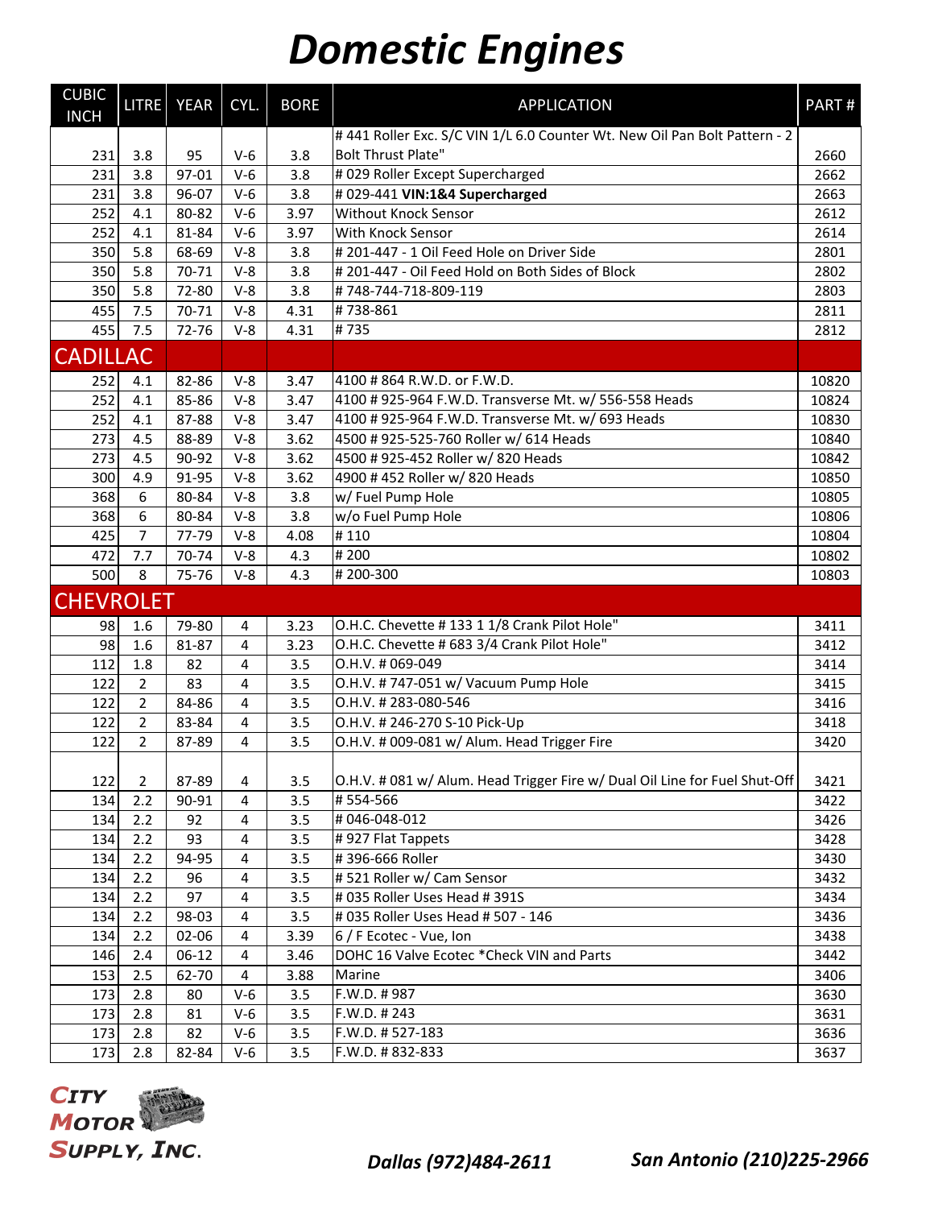# Domestic Engines

| CUBIC INCH | LITRE | YEAR | CYL. | BORE | APPLICATION | PART # |
|---|---|---|---|---|---|---|
| 231 | 3.8 | 95 | V-6 | 3.8 | # 441 Roller Exc. S/C VIN 1/L 6.0 Counter Wt. New Oil Pan Bolt Pattern - 2 Bolt Thrust Plate" | 2660 |
| 231 | 3.8 | 97-01 | V-6 | 3.8 | # 029 Roller Except Supercharged | 2662 |
| 231 | 3.8 | 96-07 | V-6 | 3.8 | # 029-441 **VIN:1&4 Supercharged** | 2663 |
| 252 | 4.1 | 80-82 | V-6 | 3.97 | Without Knock Sensor | 2612 |
| 252 | 4.1 | 81-84 | V-6 | 3.97 | With Knock Sensor | 2614 |
| 350 | 5.8 | 68-69 | V-8 | 3.8 | # 201-447 - 1 Oil Feed Hole on Driver Side | 2801 |
| 350 | 5.8 | 70-71 | V-8 | 3.8 | # 201-447 - Oil Feed Hold on Both Sides of Block | 2802 |
| 350 | 5.8 | 72-80 | V-8 | 3.8 | # 748-744-718-809-119 | 2803 |
| 455 | 7.5 | 70-71 | V-8 | 4.31 | # 738-861 | 2811 |
| 455 | 7.5 | 72-76 | V-8 | 4.31 | # 735 | 2812 |
| **CADILLAC** | | | | | | |
| 252 | 4.1 | 82-86 | V-8 | 3.47 | 4100 # 864 R.W.D. or F.W.D. | 10820 |
| 252 | 4.1 | 85-86 | V-8 | 3.47 | 4100 # 925-964 F.W.D. Transverse Mt. w/ 556-558 Heads | 10824 |
| 252 | 4.1 | 87-88 | V-8 | 3.47 | 4100 # 925-964 F.W.D. Transverse Mt. w/ 693 Heads | 10830 |
| 273 | 4.5 | 88-89 | V-8 | 3.62 | 4500 # 925-525-760 Roller w/ 614 Heads | 10840 |
| 273 | 4.5 | 90-92 | V-8 | 3.62 | 4500 # 925-452 Roller w/ 820 Heads | 10842 |
| 300 | 4.9 | 91-95 | V-8 | 3.62 | 4900 # 452 Roller w/ 820 Heads | 10850 |
| 368 | 6 | 80-84 | V-8 | 3.8 | w/ Fuel Pump Hole | 10805 |
| 368 | 6 | 80-84 | V-8 | 3.8 | w/o Fuel Pump Hole | 10806 |
| 425 | 7 | 77-79 | V-8 | 4.08 | # 110 | 10804 |
| 472 | 7.7 | 70-74 | V-8 | 4.3 | # 200 | 10802 |
| 500 | 8 | 75-76 | V-8 | 4.3 | # 200-300 | 10803 |
| **CHEVROLET** | | | | | | |
| 98 | 1.6 | 79-80 | 4 | 3.23 | O.H.C. Chevette # 133 1 1/8 Crank Pilot Hole" | 3411 |
| 98 | 1.6 | 81-87 | 4 | 3.23 | O.H.C. Chevette # 683 3/4 Crank Pilot Hole" | 3412 |
| 112 | 1.8 | 82 | 4 | 3.5 | O.H.V. # 069-049 | 3414 |
| 122 | 2 | 83 | 4 | 3.5 | O.H.V. # 747-051 w/ Vacuum Pump Hole | 3415 |
| 122 | 2 | 84-86 | 4 | 3.5 | O.H.V. # 283-080-546 | 3416 |
| 122 | 2 | 83-84 | 4 | 3.5 | O.H.V. # 246-270 S-10 Pick-Up | 3418 |
| 122 | 2 | 87-89 | 4 | 3.5 | O.H.V. # 009-081 w/ Alum. Head Trigger Fire | 3420 |
| 122 | 2 | 87-89 | 4 | 3.5 | O.H.V. # 081 w/ Alum. Head Trigger Fire w/ Dual Oil Line for Fuel Shut-Off | 3421 |
| 134 | 2.2 | 90-91 | 4 | 3.5 | # 554-566 | 3422 |
| 134 | 2.2 | 92 | 4 | 3.5 | # 046-048-012 | 3426 |
| 134 | 2.2 | 93 | 4 | 3.5 | # 927 Flat Tappets | 3428 |
| 134 | 2.2 | 94-95 | 4 | 3.5 | # 396-666 Roller | 3430 |
| 134 | 2.2 | 96 | 4 | 3.5 | # 521 Roller w/ Cam Sensor | 3432 |
| 134 | 2.2 | 97 | 4 | 3.5 | # 035 Roller Uses Head # 391S | 3434 |
| 134 | 2.2 | 98-03 | 4 | 3.5 | # 035 Roller Uses Head # 507 - 146 | 3436 |
| 134 | 2.2 | 02-06 | 4 | 3.39 | 6 / F Ecotec - Vue, Ion | 3438 |
| 146 | 2.4 | 06-12 | 4 | 3.46 | DOHC 16 Valve Ecotec *Check VIN and Parts | 3442 |
| 153 | 2.5 | 62-70 | 4 | 3.88 | Marine | 3406 |
| 173 | 2.8 | 80 | V-6 | 3.5 | F.W.D. # 987 | 3630 |
| 173 | 2.8 | 81 | V-6 | 3.5 | F.W.D. # 243 | 3631 |
| 173 | 2.8 | 82 | V-6 | 3.5 | F.W.D. # 527-183 | 3636 |
| 173 | 2.8 | 82-84 | V-6 | 3.5 | F.W.D. # 832-833 | 3637 |

City Motor Supply, Inc.

*Dallas (972)484-2611* *San Antonio (210)225-2966*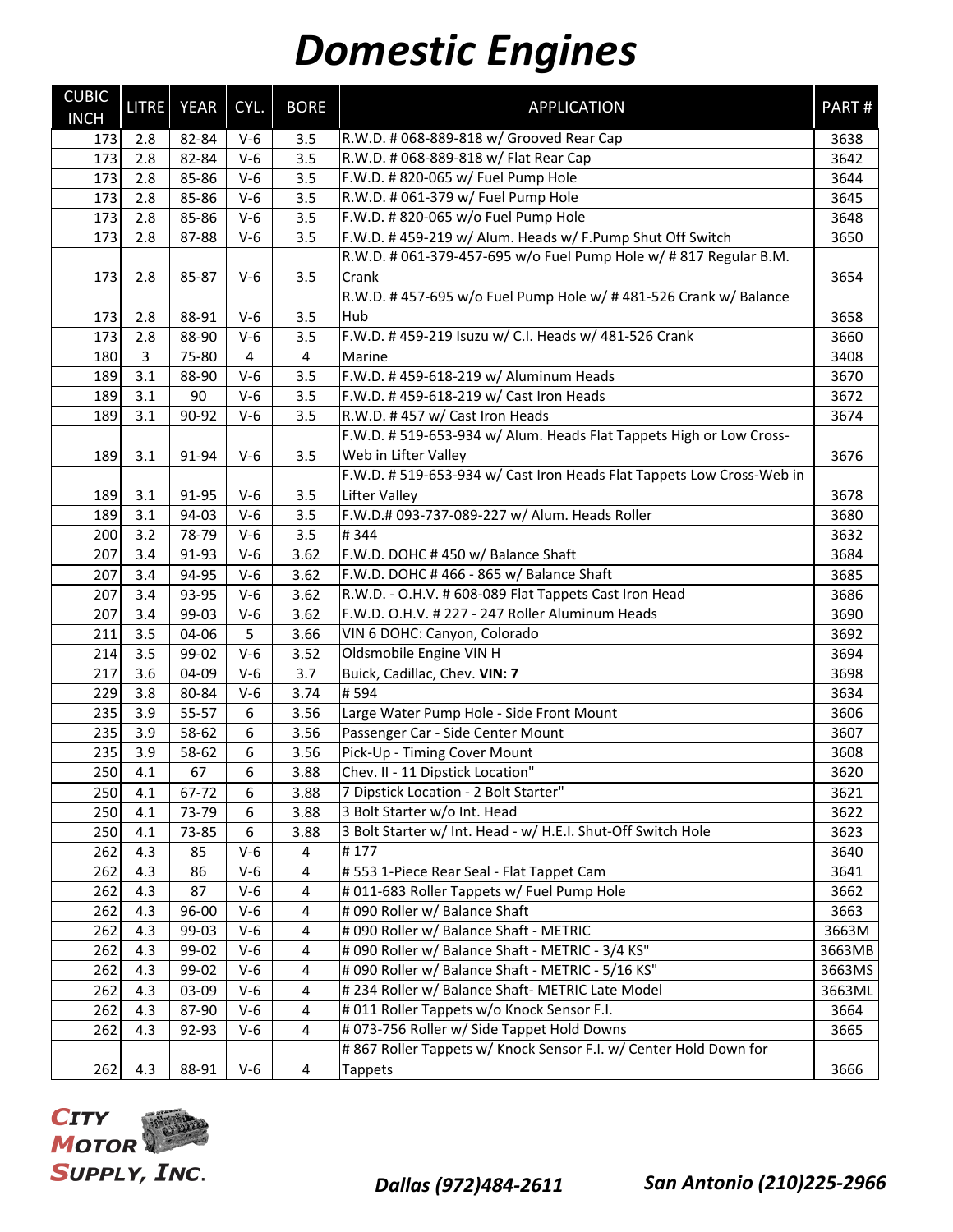# Domestic Engines

| CUBIC INCH | LITRE | YEAR | CYL. | BORE | APPLICATION | PART # |
|---|---|---|---|---|---|---|
| 173 | 2.8 | 82-84 | V-6 | 3.5 | R.W.D. # 068-889-818 w/ Grooved Rear Cap | 3638 |
| 173 | 2.8 | 82-84 | V-6 | 3.5 | R.W.D. # 068-889-818 w/ Flat Rear Cap | 3642 |
| 173 | 2.8 | 85-86 | V-6 | 3.5 | F.W.D. # 820-065 w/ Fuel Pump Hole | 3644 |
| 173 | 2.8 | 85-86 | V-6 | 3.5 | R.W.D. # 061-379 w/ Fuel Pump Hole | 3645 |
| 173 | 2.8 | 85-86 | V-6 | 3.5 | F.W.D. # 820-065 w/o Fuel Pump Hole | 3648 |
| 173 | 2.8 | 87-88 | V-6 | 3.5 | F.W.D. # 459-219 w/ Alum. Heads w/ F.Pump Shut Off Switch | 3650 |
| 173 | 2.8 | 85-87 | V-6 | 3.5 | R.W.D. # 061-379-457-695 w/o Fuel Pump Hole w/ # 817 Regular B.M. Crank | 3654 |
| 173 | 2.8 | 88-91 | V-6 | 3.5 | R.W.D. # 457-695 w/o Fuel Pump Hole w/ # 481-526 Crank w/ Balance Hub | 3658 |
| 173 | 2.8 | 88-90 | V-6 | 3.5 | F.W.D. # 459-219 Isuzu w/ C.I. Heads w/ 481-526 Crank | 3660 |
| 180 | 3 | 75-80 | 4 | 4 | Marine | 3408 |
| 189 | 3.1 | 88-90 | V-6 | 3.5 | F.W.D. # 459-618-219 w/ Aluminum Heads | 3670 |
| 189 | 3.1 | 90 | V-6 | 3.5 | F.W.D. # 459-618-219 w/ Cast Iron Heads | 3672 |
| 189 | 3.1 | 90-92 | V-6 | 3.5 | R.W.D. # 457 w/ Cast Iron Heads | 3674 |
| 189 | 3.1 | 91-94 | V-6 | 3.5 | F.W.D. # 519-653-934 w/ Alum. Heads Flat Tappets High or Low Cross-Web in Lifter Valley | 3676 |
| 189 | 3.1 | 91-95 | V-6 | 3.5 | F.W.D. # 519-653-934 w/ Cast Iron Heads Flat Tappets Low Cross-Web in Lifter Valley | 3678 |
| 189 | 3.1 | 94-03 | V-6 | 3.5 | F.W.D.# 093-737-089-227 w/ Alum. Heads Roller | 3680 |
| 200 | 3.2 | 78-79 | V-6 | 3.5 | # 344 | 3632 |
| 207 | 3.4 | 91-93 | V-6 | 3.62 | F.W.D. DOHC # 450 w/ Balance Shaft | 3684 |
| 207 | 3.4 | 94-95 | V-6 | 3.62 | F.W.D. DOHC # 466 - 865 w/ Balance Shaft | 3685 |
| 207 | 3.4 | 93-95 | V-6 | 3.62 | R.W.D. - O.H.V. # 608-089 Flat Tappets Cast Iron Head | 3686 |
| 207 | 3.4 | 99-03 | V-6 | 3.62 | F.W.D. O.H.V. # 227 - 247 Roller Aluminum Heads | 3690 |
| 211 | 3.5 | 04-06 | 5 | 3.66 | VIN 6 DOHC: Canyon, Colorado | 3692 |
| 214 | 3.5 | 99-02 | V-6 | 3.52 | Oldsmobile Engine VIN H | 3694 |
| 217 | 3.6 | 04-09 | V-6 | 3.7 | Buick, Cadillac, Chev. **VIN: 7** | 3698 |
| 229 | 3.8 | 80-84 | V-6 | 3.74 | # 594 | 3634 |
| 235 | 3.9 | 55-57 | 6 | 3.56 | Large Water Pump Hole - Side Front Mount | 3606 |
| 235 | 3.9 | 58-62 | 6 | 3.56 | Passenger Car - Side Center Mount | 3607 |
| 235 | 3.9 | 58-62 | 6 | 3.56 | Pick-Up - Timing Cover Mount | 3608 |
| 250 | 4.1 | 67 | 6 | 3.88 | Chev. II - 11 Dipstick Location" | 3620 |
| 250 | 4.1 | 67-72 | 6 | 3.88 | 7 Dipstick Location - 2 Bolt Starter" | 3621 |
| 250 | 4.1 | 73-79 | 6 | 3.88 | 3 Bolt Starter w/o Int. Head | 3622 |
| 250 | 4.1 | 73-85 | 6 | 3.88 | 3 Bolt Starter w/ Int. Head - w/ H.E.I. Shut-Off Switch Hole | 3623 |
| 262 | 4.3 | 85 | V-6 | 4 | # 177 | 3640 |
| 262 | 4.3 | 86 | V-6 | 4 | # 553 1-Piece Rear Seal - Flat Tappet Cam | 3641 |
| 262 | 4.3 | 87 | V-6 | 4 | # 011-683 Roller Tappets w/ Fuel Pump Hole | 3662 |
| 262 | 4.3 | 96-00 | V-6 | 4 | # 090 Roller w/ Balance Shaft | 3663 |
| 262 | 4.3 | 99-03 | V-6 | 4 | # 090 Roller w/ Balance Shaft - METRIC | 3663M |
| 262 | 4.3 | 99-02 | V-6 | 4 | # 090 Roller w/ Balance Shaft - METRIC - 3/4 KS" | 3663MB |
| 262 | 4.3 | 99-02 | V-6 | 4 | # 090 Roller w/ Balance Shaft - METRIC - 5/16 KS" | 3663MS |
| 262 | 4.3 | 03-09 | V-6 | 4 | # 234 Roller w/ Balance Shaft- METRIC Late Model | 3663ML |
| 262 | 4.3 | 87-90 | V-6 | 4 | # 011 Roller Tappets w/o Knock Sensor F.I. | 3664 |
| 262 | 4.3 | 92-93 | V-6 | 4 | # 073-756 Roller w/ Side Tappet Hold Downs | 3665 |
| 262 | 4.3 | 88-91 | V-6 | 4 | # 867 Roller Tappets w/ Knock Sensor F.I. w/ Center Hold Down for Tappets | 3666 |

CITY MOTOR SUPPLY, INC.

*Dallas (972)484-2611* *San Antonio (210)225-2966*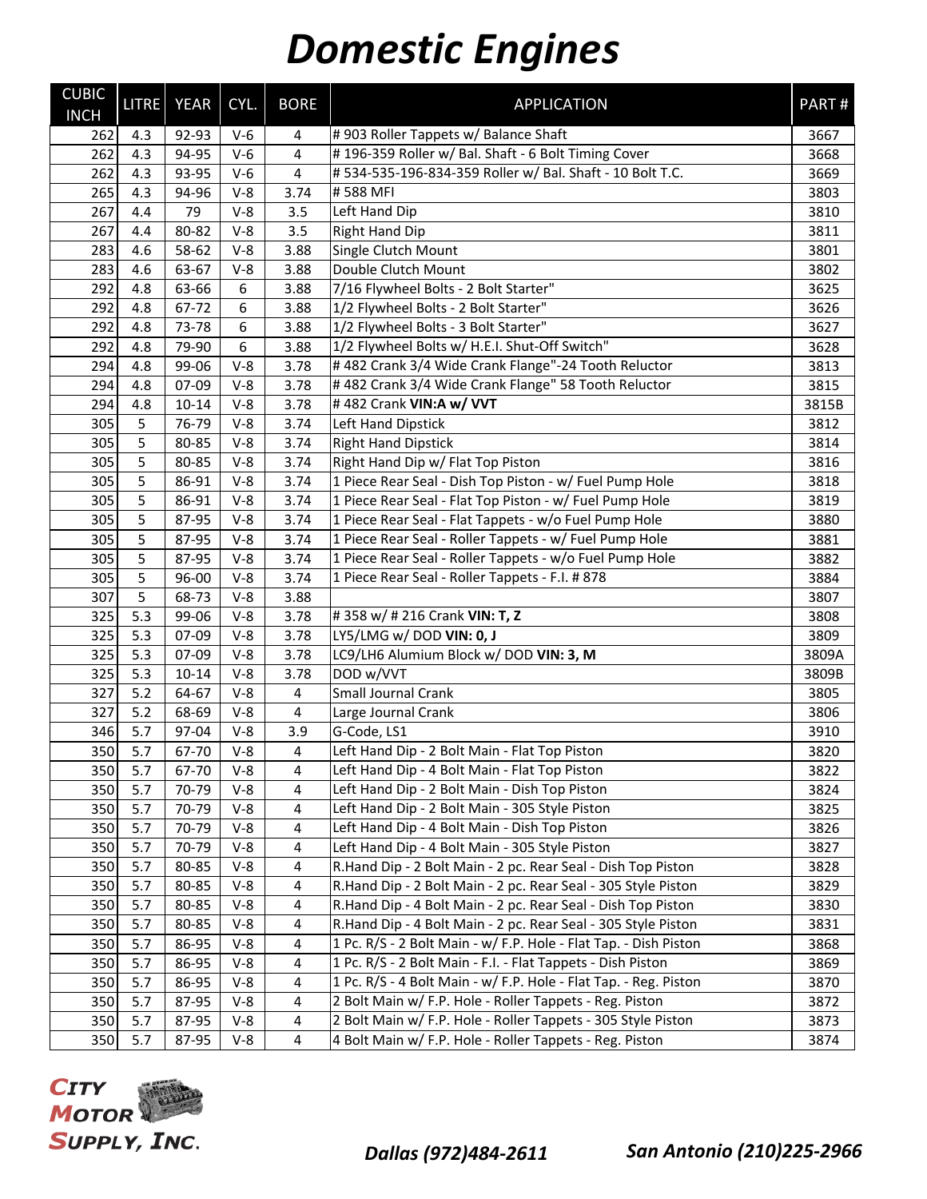# Domestic Engines

| CUBIC INCH | LITRE | YEAR | CYL. | BORE | APPLICATION | PART # |
|---|---|---|---|---|---|---|
| 262 | 4.3 | 92-93 | V-6 | 4 | # 903 Roller Tappets w/ Balance Shaft | 3667 |
| 262 | 4.3 | 94-95 | V-6 | 4 | # 196-359 Roller w/ Bal. Shaft - 6 Bolt Timing Cover | 3668 |
| 262 | 4.3 | 93-95 | V-6 | 4 | # 534-535-196-834-359 Roller w/ Bal. Shaft - 10 Bolt T.C. | 3669 |
| 265 | 4.3 | 94-96 | V-8 | 3.74 | # 588 MFI | 3803 |
| 267 | 4.4 | 79 | V-8 | 3.5 | Left Hand Dip | 3810 |
| 267 | 4.4 | 80-82 | V-8 | 3.5 | Right Hand Dip | 3811 |
| 283 | 4.6 | 58-62 | V-8 | 3.88 | Single Clutch Mount | 3801 |
| 283 | 4.6 | 63-67 | V-8 | 3.88 | Double Clutch Mount | 3802 |
| 292 | 4.8 | 63-66 | 6 | 3.88 | 7/16 Flywheel Bolts - 2 Bolt Starter" | 3625 |
| 292 | 4.8 | 67-72 | 6 | 3.88 | 1/2 Flywheel Bolts - 2 Bolt Starter" | 3626 |
| 292 | 4.8 | 73-78 | 6 | 3.88 | 1/2 Flywheel Bolts - 3 Bolt Starter" | 3627 |
| 292 | 4.8 | 79-90 | 6 | 3.88 | 1/2 Flywheel Bolts w/ H.E.I. Shut-Off Switch" | 3628 |
| 294 | 4.8 | 99-06 | V-8 | 3.78 | # 482 Crank 3/4 Wide Crank Flange"-24 Tooth Reluctor | 3813 |
| 294 | 4.8 | 07-09 | V-8 | 3.78 | # 482 Crank 3/4 Wide Crank Flange" 58 Tooth Reluctor | 3815 |
| 294 | 4.8 | 10-14 | V-8 | 3.78 | # 482 Crank **VIN:A w/ VVT** | 3815B |
| 305 | 5 | 76-79 | V-8 | 3.74 | Left Hand Dipstick | 3812 |
| 305 | 5 | 80-85 | V-8 | 3.74 | Right Hand Dipstick | 3814 |
| 305 | 5 | 80-85 | V-8 | 3.74 | Right Hand Dip w/ Flat Top Piston | 3816 |
| 305 | 5 | 86-91 | V-8 | 3.74 | 1 Piece Rear Seal - Dish Top Piston - w/ Fuel Pump Hole | 3818 |
| 305 | 5 | 86-91 | V-8 | 3.74 | 1 Piece Rear Seal - Flat Top Piston - w/ Fuel Pump Hole | 3819 |
| 305 | 5 | 87-95 | V-8 | 3.74 | 1 Piece Rear Seal - Flat Tappets - w/o Fuel Pump Hole | 3880 |
| 305 | 5 | 87-95 | V-8 | 3.74 | 1 Piece Rear Seal - Roller Tappets - w/ Fuel Pump Hole | 3881 |
| 305 | 5 | 87-95 | V-8 | 3.74 | 1 Piece Rear Seal - Roller Tappets - w/o Fuel Pump Hole | 3882 |
| 305 | 5 | 96-00 | V-8 | 3.74 | 1 Piece Rear Seal - Roller Tappets - F.I. # 878 | 3884 |
| 307 | 5 | 68-73 | V-8 | 3.88 | | 3807 |
| 325 | 5.3 | 99-06 | V-8 | 3.78 | # 358 w/ # 216 Crank **VIN: T, Z** | 3808 |
| 325 | 5.3 | 07-09 | V-8 | 3.78 | LY5/LMG w/ DOD **VIN: 0, J** | 3809 |
| 325 | 5.3 | 07-09 | V-8 | 3.78 | LC9/LH6 Alumium Block w/ DOD **VIN: 3, M** | 3809A |
| 325 | 5.3 | 10-14 | V-8 | 3.78 | DOD w/VVT | 3809B |
| 327 | 5.2 | 64-67 | V-8 | 4 | Small Journal Crank | 3805 |
| 327 | 5.2 | 68-69 | V-8 | 4 | Large Journal Crank | 3806 |
| 346 | 5.7 | 97-04 | V-8 | 3.9 | G-Code, LS1 | 3910 |
| 350 | 5.7 | 67-70 | V-8 | 4 | Left Hand Dip - 2 Bolt Main - Flat Top Piston | 3820 |
| 350 | 5.7 | 67-70 | V-8 | 4 | Left Hand Dip - 4 Bolt Main - Flat Top Piston | 3822 |
| 350 | 5.7 | 70-79 | V-8 | 4 | Left Hand Dip - 2 Bolt Main - Dish Top Piston | 3824 |
| 350 | 5.7 | 70-79 | V-8 | 4 | Left Hand Dip - 2 Bolt Main - 305 Style Piston | 3825 |
| 350 | 5.7 | 70-79 | V-8 | 4 | Left Hand Dip - 4 Bolt Main - Dish Top Piston | 3826 |
| 350 | 5.7 | 70-79 | V-8 | 4 | Left Hand Dip - 4 Bolt Main - 305 Style Piston | 3827 |
| 350 | 5.7 | 80-85 | V-8 | 4 | R.Hand Dip - 2 Bolt Main - 2 pc. Rear Seal - Dish Top Piston | 3828 |
| 350 | 5.7 | 80-85 | V-8 | 4 | R.Hand Dip - 2 Bolt Main - 2 pc. Rear Seal - 305 Style Piston | 3829 |
| 350 | 5.7 | 80-85 | V-8 | 4 | R.Hand Dip - 4 Bolt Main - 2 pc. Rear Seal - Dish Top Piston | 3830 |
| 350 | 5.7 | 80-85 | V-8 | 4 | R.Hand Dip - 4 Bolt Main - 2 pc. Rear Seal - 305 Style Piston | 3831 |
| 350 | 5.7 | 86-95 | V-8 | 4 | 1 Pc. R/S - 2 Bolt Main - w/ F.P. Hole - Flat Tap. - Dish Piston | 3868 |
| 350 | 5.7 | 86-95 | V-8 | 4 | 1 Pc. R/S - 2 Bolt Main - F.I. - Flat Tappets - Dish Piston | 3869 |
| 350 | 5.7 | 86-95 | V-8 | 4 | 1 Pc. R/S - 4 Bolt Main - w/ F.P. Hole - Flat Tap. - Reg. Piston | 3870 |
| 350 | 5.7 | 87-95 | V-8 | 4 | 2 Bolt Main w/ F.P. Hole - Roller Tappets - Reg. Piston | 3872 |
| 350 | 5.7 | 87-95 | V-8 | 4 | 2 Bolt Main w/ F.P. Hole - Roller Tappets - 305 Style Piston | 3873 |
| 350 | 5.7 | 87-95 | V-8 | 4 | 4 Bolt Main w/ F.P. Hole - Roller Tappets - Reg. Piston | 3874 |

CITY MOTOR SUPPLY, INC.

*Dallas (972)484-2611* *San Antonio (210)225-2966*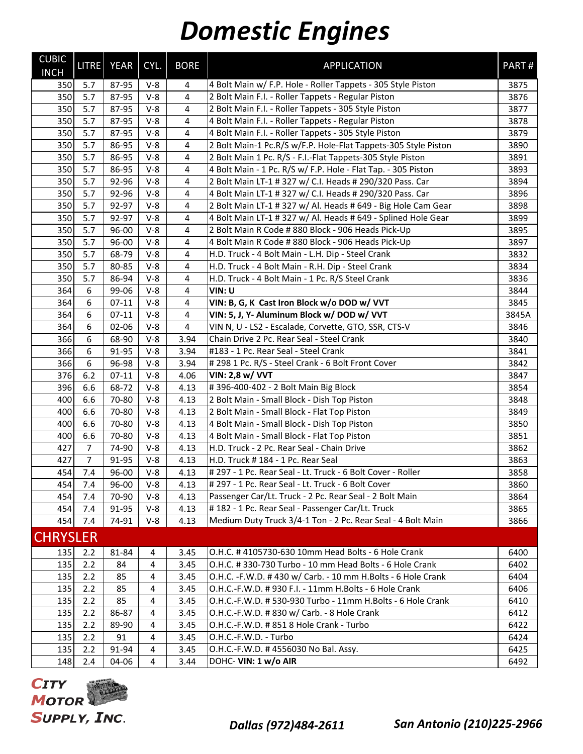# Domestic Engines

| CUBIC INCH | LITRE | YEAR | CYL. | BORE | APPLICATION | PART # |
|---|---|---|---|---|---|---|
| 350 | 5.7 | 87-95 | V-8 | 4 | 4 Bolt Main w/ F.P. Hole - Roller Tappets - 305 Style Piston | 3875 |
| 350 | 5.7 | 87-95 | V-8 | 4 | 2 Bolt Main F.I. - Roller Tappets - Regular Piston | 3876 |
| 350 | 5.7 | 87-95 | V-8 | 4 | 2 Bolt Main F.I. - Roller Tappets - 305 Style Piston | 3877 |
| 350 | 5.7 | 87-95 | V-8 | 4 | 4 Bolt Main F.I. - Roller Tappets - Regular Piston | 3878 |
| 350 | 5.7 | 87-95 | V-8 | 4 | 4 Bolt Main F.I. - Roller Tappets - 305 Style Piston | 3879 |
| 350 | 5.7 | 86-95 | V-8 | 4 | 2 Bolt Main-1 Pc.R/S w/F.P. Hole-Flat Tappets-305 Style Piston | 3890 |
| 350 | 5.7 | 86-95 | V-8 | 4 | 2 Bolt Main 1 Pc. R/S - F.I.-Flat Tappets-305 Style Piston | 3891 |
| 350 | 5.7 | 86-95 | V-8 | 4 | 4 Bolt Main - 1 Pc. R/S w/ F.P. Hole - Flat Tap. - 305 Piston | 3893 |
| 350 | 5.7 | 92-96 | V-8 | 4 | 2 Bolt Main LT-1 # 327 w/ C.I. Heads # 290/320 Pass. Car | 3894 |
| 350 | 5.7 | 92-96 | V-8 | 4 | 4 Bolt Main LT-1 # 327 w/ C.I. Heads # 290/320 Pass. Car | 3896 |
| 350 | 5.7 | 92-97 | V-8 | 4 | 2 Bolt Main LT-1 # 327 w/ Al. Heads # 649 - Big Hole Cam Gear | 3898 |
| 350 | 5.7 | 92-97 | V-8 | 4 | 4 Bolt Main LT-1 # 327 w/ Al. Heads # 649 - Splined Hole Gear | 3899 |
| 350 | 5.7 | 96-00 | V-8 | 4 | 2 Bolt Main R Code # 880 Block - 906 Heads Pick-Up | 3895 |
| 350 | 5.7 | 96-00 | V-8 | 4 | 4 Bolt Main R Code # 880 Block - 906 Heads Pick-Up | 3897 |
| 350 | 5.7 | 68-79 | V-8 | 4 | H.D. Truck - 4 Bolt Main - L.H. Dip - Steel Crank | 3832 |
| 350 | 5.7 | 80-85 | V-8 | 4 | H.D. Truck - 4 Bolt Main - R.H. Dip - Steel Crank | 3834 |
| 350 | 5.7 | 86-94 | V-8 | 4 | H.D. Truck - 4 Bolt Main - 1 Pc. R/S Steel Crank | 3836 |
| 364 | 6 | 99-06 | V-8 | 4 | **VIN: U** | 3844 |
| 364 | 6 | 07-11 | V-8 | 4 | **VIN: B, G, K Cast Iron Block w/o DOD w/ VVT** | 3845 |
| 364 | 6 | 07-11 | V-8 | 4 | **VIN: 5, J, Y- Aluminum Block w/ DOD w/ VVT** | 3845A |
| 364 | 6 | 02-06 | V-8 | 4 | VIN N, U - LS2 - Escalade, Corvette, GTO, SSR, CTS-V | 3846 |
| 366 | 6 | 68-90 | V-8 | 3.94 | Chain Drive 2 Pc. Rear Seal - Steel Crank | 3840 |
| 366 | 6 | 91-95 | V-8 | 3.94 | #183 - 1 Pc. Rear Seal - Steel Crank | 3841 |
| 366 | 6 | 96-98 | V-8 | 3.94 | # 298 1 Pc. R/S - Steel Crank - 6 Bolt Front Cover | 3842 |
| 376 | 6.2 | 07-11 | V-8 | 4.06 | **VIN: 2,8 w/ VVT** | 3847 |
| 396 | 6.6 | 68-72 | V-8 | 4.13 | # 396-400-402 - 2 Bolt Main Big Block | 3854 |
| 400 | 6.6 | 70-80 | V-8 | 4.13 | 2 Bolt Main - Small Block - Dish Top Piston | 3848 |
| 400 | 6.6 | 70-80 | V-8 | 4.13 | 2 Bolt Main - Small Block - Flat Top Piston | 3849 |
| 400 | 6.6 | 70-80 | V-8 | 4.13 | 4 Bolt Main - Small Block - Dish Top Piston | 3850 |
| 400 | 6.6 | 70-80 | V-8 | 4.13 | 4 Bolt Main - Small Block - Flat Top Piston | 3851 |
| 427 | 7 | 74-90 | V-8 | 4.13 | H.D. Truck - 2 Pc. Rear Seal - Chain Drive | 3862 |
| 427 | 7 | 91-95 | V-8 | 4.13 | H.D. Truck # 184 - 1 Pc. Rear Seal | 3863 |
| 454 | 7.4 | 96-00 | V-8 | 4.13 | # 297 - 1 Pc. Rear Seal - Lt. Truck - 6 Bolt Cover - Roller | 3858 |
| 454 | 7.4 | 96-00 | V-8 | 4.13 | # 297 - 1 Pc. Rear Seal - Lt. Truck - 6 Bolt Cover | 3860 |
| 454 | 7.4 | 70-90 | V-8 | 4.13 | Passenger Car/Lt. Truck - 2 Pc. Rear Seal - 2 Bolt Main | 3864 |
| 454 | 7.4 | 91-95 | V-8 | 4.13 | # 182 - 1 Pc. Rear Seal - Passenger Car/Lt. Truck | 3865 |
| 454 | 7.4 | 74-91 | V-8 | 4.13 | Medium Duty Truck 3/4-1 Ton - 2 Pc. Rear Seal - 4 Bolt Main | 3866 |
| **CHRYSLER** | | | | | | |
| 135 | 2.2 | 81-84 | 4 | 3.45 | O.H.C. # 4105730-630 10mm Head Bolts - 6 Hole Crank | 6400 |
| 135 | 2.2 | 84 | 4 | 3.45 | O.H.C. # 330-730 Turbo - 10 mm Head Bolts - 6 Hole Crank | 6402 |
| 135 | 2.2 | 85 | 4 | 3.45 | O.H.C. -F.W.D. # 430 w/ Carb. - 10 mm H.Bolts - 6 Hole Crank | 6404 |
| 135 | 2.2 | 85 | 4 | 3.45 | O.H.C.-F.W.D. # 930 F.I. - 11mm H.Bolts - 6 Hole Crank | 6406 |
| 135 | 2.2 | 85 | 4 | 3.45 | O.H.C.-F.W.D. # 530-930 Turbo - 11mm H.Bolts - 6 Hole Crank | 6410 |
| 135 | 2.2 | 86-87 | 4 | 3.45 | O.H.C.-F.W.D. # 830 w/ Carb. - 8 Hole Crank | 6412 |
| 135 | 2.2 | 89-90 | 4 | 3.45 | O.H.C.-F.W.D. # 851 8 Hole Crank - Turbo | 6422 |
| 135 | 2.2 | 91 | 4 | 3.45 | O.H.C.-F.W.D. - Turbo | 6424 |
| 135 | 2.2 | 91-94 | 4 | 3.45 | O.H.C.-F.W.D. # 4556030 No Bal. Assy. | 6425 |
| 148 | 2.4 | 04-06 | 4 | 3.44 | DOHC- **VIN: 1 w/o AIR** | 6492 |

City Motor Supply, Inc.

*Dallas (972)484-2611* *San Antonio (210)225-2966*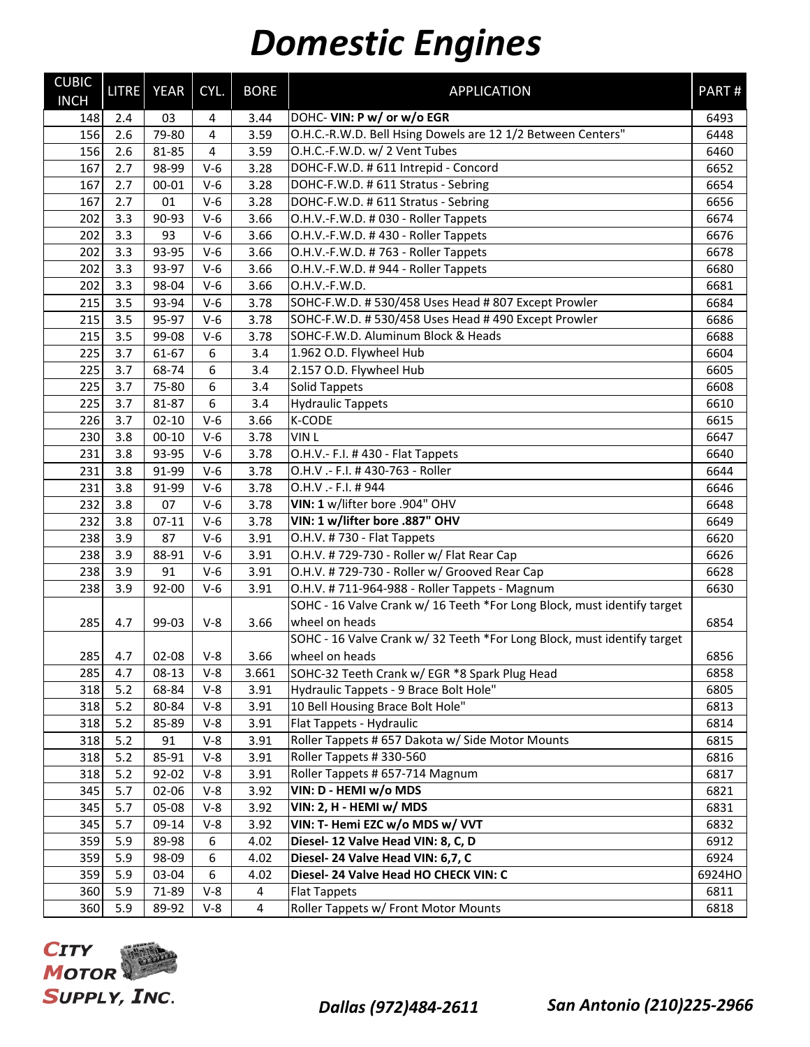# *Domestic Engines*

| CUBIC INCH | LITRE | YEAR | CYL. | BORE | APPLICATION | PART # |
|---|---|---|---|---|---|---|
| 148 | 2.4 | 03 | 4 | 3.44 | DOHC- **VIN: P w/ or w/o EGR** | 6493 |
| 156 | 2.6 | 79-80 | 4 | 3.59 | O.H.C.-R.W.D. Bell Hsing Dowels are 12 1/2 Between Centers" | 6448 |
| 156 | 2.6 | 81-85 | 4 | 3.59 | O.H.C.-F.W.D. w/ 2 Vent Tubes | 6460 |
| 167 | 2.7 | 98-99 | V-6 | 3.28 | DOHC-F.W.D. # 611 Intrepid - Concord | 6652 |
| 167 | 2.7 | 00-01 | V-6 | 3.28 | DOHC-F.W.D. # 611 Stratus - Sebring | 6654 |
| 167 | 2.7 | 01 | V-6 | 3.28 | DOHC-F.W.D. # 611 Stratus - Sebring | 6656 |
| 202 | 3.3 | 90-93 | V-6 | 3.66 | O.H.V.-F.W.D. # 030 - Roller Tappets | 6674 |
| 202 | 3.3 | 93 | V-6 | 3.66 | O.H.V.-F.W.D. # 430 - Roller Tappets | 6676 |
| 202 | 3.3 | 93-95 | V-6 | 3.66 | O.H.V.-F.W.D. # 763 - Roller Tappets | 6678 |
| 202 | 3.3 | 93-97 | V-6 | 3.66 | O.H.V.-F.W.D. # 944 - Roller Tappets | 6680 |
| 202 | 3.3 | 98-04 | V-6 | 3.66 | O.H.V.-F.W.D. | 6681 |
| 215 | 3.5 | 93-94 | V-6 | 3.78 | SOHC-F.W.D. # 530/458 Uses Head # 807 Except Prowler | 6684 |
| 215 | 3.5 | 95-97 | V-6 | 3.78 | SOHC-F.W.D. # 530/458 Uses Head # 490 Except Prowler | 6686 |
| 215 | 3.5 | 99-08 | V-6 | 3.78 | SOHC-F.W.D. Aluminum Block & Heads | 6688 |
| 225 | 3.7 | 61-67 | 6 | 3.4 | 1.962 O.D. Flywheel Hub | 6604 |
| 225 | 3.7 | 68-74 | 6 | 3.4 | 2.157 O.D. Flywheel Hub | 6605 |
| 225 | 3.7 | 75-80 | 6 | 3.4 | Solid Tappets | 6608 |
| 225 | 3.7 | 81-87 | 6 | 3.4 | Hydraulic Tappets | 6610 |
| 226 | 3.7 | 02-10 | V-6 | 3.66 | K-CODE | 6615 |
| 230 | 3.8 | 00-10 | V-6 | 3.78 | VIN L | 6647 |
| 231 | 3.8 | 93-95 | V-6 | 3.78 | O.H.V.- F.I. # 430 - Flat Tappets | 6640 |
| 231 | 3.8 | 91-99 | V-6 | 3.78 | O.H.V .- F.I. # 430-763 - Roller | 6644 |
| 231 | 3.8 | 91-99 | V-6 | 3.78 | O.H.V .- F.I. # 944 | 6646 |
| 232 | 3.8 | 07 | V-6 | 3.78 | **VIN: 1** w/lifter bore .904" OHV | 6648 |
| 232 | 3.8 | 07-11 | V-6 | 3.78 | **VIN: 1 w/lifter bore .887" OHV** | 6649 |
| 238 | 3.9 | 87 | V-6 | 3.91 | O.H.V. # 730 - Flat Tappets | 6620 |
| 238 | 3.9 | 88-91 | V-6 | 3.91 | O.H.V. # 729-730 - Roller w/ Flat Rear Cap | 6626 |
| 238 | 3.9 | 91 | V-6 | 3.91 | O.H.V. # 729-730 - Roller w/ Grooved Rear Cap | 6628 |
| 238 | 3.9 | 92-00 | V-6 | 3.91 | O.H.V. # 711-964-988 - Roller Tappets - Magnum | 6630 |
| 285 | 4.7 | 99-03 | V-8 | 3.66 | SOHC - 16 Valve Crank w/ 16 Teeth *For Long Block, must identify target wheel on heads | 6854 |
| 285 | 4.7 | 02-08 | V-8 | 3.66 | SOHC - 16 Valve Crank w/ 32 Teeth *For Long Block, must identify target wheel on heads | 6856 |
| 285 | 4.7 | 08-13 | V-8 | 3.661 | SOHC-32 Teeth Crank w/ EGR *8 Spark Plug Head | 6858 |
| 318 | 5.2 | 68-84 | V-8 | 3.91 | Hydraulic Tappets - 9 Brace Bolt Hole" | 6805 |
| 318 | 5.2 | 80-84 | V-8 | 3.91 | 10 Bell Housing Brace Bolt Hole" | 6813 |
| 318 | 5.2 | 85-89 | V-8 | 3.91 | Flat Tappets - Hydraulic | 6814 |
| 318 | 5.2 | 91 | V-8 | 3.91 | Roller Tappets # 657 Dakota w/ Side Motor Mounts | 6815 |
| 318 | 5.2 | 85-91 | V-8 | 3.91 | Roller Tappets # 330-560 | 6816 |
| 318 | 5.2 | 92-02 | V-8 | 3.91 | Roller Tappets # 657-714 Magnum | 6817 |
| 345 | 5.7 | 02-06 | V-8 | 3.92 | **VIN: D - HEMI w/o MDS** | 6821 |
| 345 | 5.7 | 05-08 | V-8 | 3.92 | **VIN: 2, H - HEMI w/ MDS** | 6831 |
| 345 | 5.7 | 09-14 | V-8 | 3.92 | **VIN: T- Hemi EZC w/o MDS w/ VVT** | 6832 |
| 359 | 5.9 | 89-98 | 6 | 4.02 | **Diesel- 12 Valve Head VIN: 8, C, D** | 6912 |
| 359 | 5.9 | 98-09 | 6 | 4.02 | **Diesel- 24 Valve Head VIN: 6,7, C** | 6924 |
| 359 | 5.9 | 03-04 | 6 | 4.02 | **Diesel- 24 Valve Head HO CHECK VIN: C** | 6924HO |
| 360 | 5.9 | 71-89 | V-8 | 4 | Flat Tappets | 6811 |
| 360 | 5.9 | 89-92 | V-8 | 4 | Roller Tappets w/ Front Motor Mounts | 6818 |

**CITY MOTOR SUPPLY, INC.**

***Dallas (972)484-2611*** ***San Antonio (210)225-2966***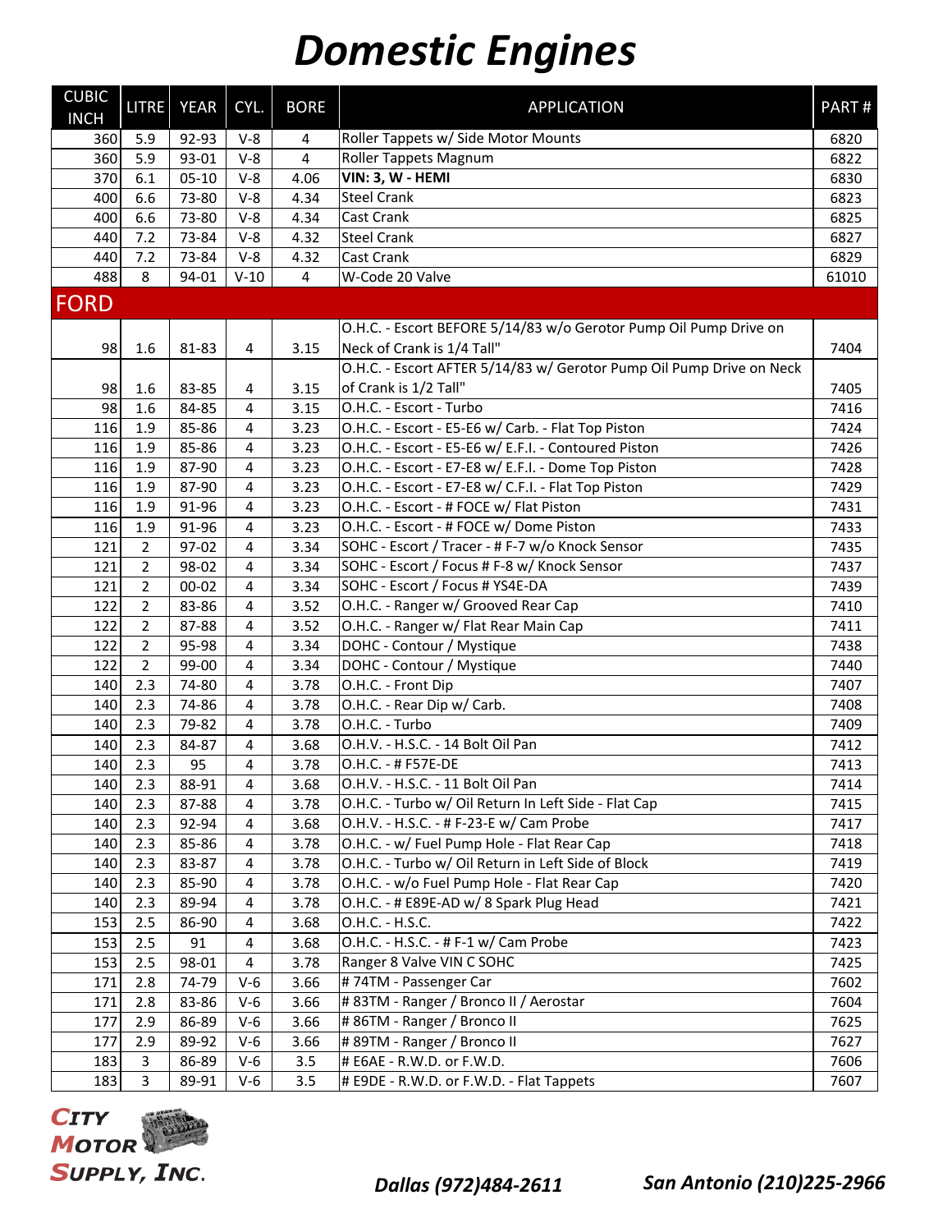# Domestic Engines

| CUBIC INCH | LITRE | YEAR | CYL. | BORE | APPLICATION | PART # |
|---|---|---|---|---|---|---|
| 360 | 5.9 | 92-93 | V-8 | 4 | Roller Tappets w/ Side Motor Mounts | 6820 |
| 360 | 5.9 | 93-01 | V-8 | 4 | Roller Tappets Magnum | 6822 |
| 370 | 6.1 | 05-10 | V-8 | 4.06 | **VIN: 3, W - HEMI** | 6830 |
| 400 | 6.6 | 73-80 | V-8 | 4.34 | Steel Crank | 6823 |
| 400 | 6.6 | 73-80 | V-8 | 4.34 | Cast Crank | 6825 |
| 440 | 7.2 | 73-84 | V-8 | 4.32 | Steel Crank | 6827 |
| 440 | 7.2 | 73-84 | V-8 | 4.32 | Cast Crank | 6829 |
| 488 | 8 | 94-01 | V-10 | 4 | W-Code 20 Valve | 61010 |
| **FORD** | | | | | | |
| 98 | 1.6 | 81-83 | 4 | 3.15 | O.H.C. - Escort BEFORE 5/14/83 w/o Gerotor Pump Oil Pump Drive on Neck of Crank is 1/4 Tall" | 7404 |
| 98 | 1.6 | 83-85 | 4 | 3.15 | O.H.C. - Escort AFTER 5/14/83 w/ Gerotor Pump Oil Pump Drive on Neck of Crank is 1/2 Tall" | 7405 |
| 98 | 1.6 | 84-85 | 4 | 3.15 | O.H.C. - Escort - Turbo | 7416 |
| 116 | 1.9 | 85-86 | 4 | 3.23 | O.H.C. - Escort - E5-E6 w/ Carb. - Flat Top Piston | 7424 |
| 116 | 1.9 | 85-86 | 4 | 3.23 | O.H.C. - Escort - E5-E6 w/ E.F.I. - Contoured Piston | 7426 |
| 116 | 1.9 | 87-90 | 4 | 3.23 | O.H.C. - Escort - E7-E8 w/ E.F.I. - Dome Top Piston | 7428 |
| 116 | 1.9 | 87-90 | 4 | 3.23 | O.H.C. - Escort - E7-E8 w/ C.F.I. - Flat Top Piston | 7429 |
| 116 | 1.9 | 91-96 | 4 | 3.23 | O.H.C. - Escort - # FOCE w/ Flat Piston | 7431 |
| 116 | 1.9 | 91-96 | 4 | 3.23 | O.H.C. - Escort - # FOCE w/ Dome Piston | 7433 |
| 121 | 2 | 97-02 | 4 | 3.34 | SOHC - Escort / Tracer - # F-7 w/o Knock Sensor | 7435 |
| 121 | 2 | 98-02 | 4 | 3.34 | SOHC - Escort / Focus # F-8 w/ Knock Sensor | 7437 |
| 121 | 2 | 00-02 | 4 | 3.34 | SOHC - Escort / Focus # YS4E-DA | 7439 |
| 122 | 2 | 83-86 | 4 | 3.52 | O.H.C. - Ranger w/ Grooved Rear Cap | 7410 |
| 122 | 2 | 87-88 | 4 | 3.52 | O.H.C. - Ranger w/ Flat Rear Main Cap | 7411 |
| 122 | 2 | 95-98 | 4 | 3.34 | DOHC - Contour / Mystique | 7438 |
| 122 | 2 | 99-00 | 4 | 3.34 | DOHC - Contour / Mystique | 7440 |
| 140 | 2.3 | 74-80 | 4 | 3.78 | O.H.C. - Front Dip | 7407 |
| 140 | 2.3 | 74-86 | 4 | 3.78 | O.H.C. - Rear Dip w/ Carb. | 7408 |
| 140 | 2.3 | 79-82 | 4 | 3.78 | O.H.C. - Turbo | 7409 |
| 140 | 2.3 | 84-87 | 4 | 3.68 | O.H.V. - H.S.C. - 14 Bolt Oil Pan | 7412 |
| 140 | 2.3 | 95 | 4 | 3.78 | O.H.C. - # F57E-DE | 7413 |
| 140 | 2.3 | 88-91 | 4 | 3.68 | O.H.V. - H.S.C. - 11 Bolt Oil Pan | 7414 |
| 140 | 2.3 | 87-88 | 4 | 3.78 | O.H.C. - Turbo w/ Oil Return In Left Side - Flat Cap | 7415 |
| 140 | 2.3 | 92-94 | 4 | 3.68 | O.H.V. - H.S.C. - # F-23-E w/ Cam Probe | 7417 |
| 140 | 2.3 | 85-86 | 4 | 3.78 | O.H.C. - w/ Fuel Pump Hole - Flat Rear Cap | 7418 |
| 140 | 2.3 | 83-87 | 4 | 3.78 | O.H.C. - Turbo w/ Oil Return in Left Side of Block | 7419 |
| 140 | 2.3 | 85-90 | 4 | 3.78 | O.H.C. - w/o Fuel Pump Hole - Flat Rear Cap | 7420 |
| 140 | 2.3 | 89-94 | 4 | 3.78 | O.H.C. - # E89E-AD w/ 8 Spark Plug Head | 7421 |
| 153 | 2.5 | 86-90 | 4 | 3.68 | O.H.C. - H.S.C. | 7422 |
| 153 | 2.5 | 91 | 4 | 3.68 | O.H.C. - H.S.C. - # F-1 w/ Cam Probe | 7423 |
| 153 | 2.5 | 98-01 | 4 | 3.78 | Ranger 8 Valve VIN C SOHC | 7425 |
| 171 | 2.8 | 74-79 | V-6 | 3.66 | # 74TM - Passenger Car | 7602 |
| 171 | 2.8 | 83-86 | V-6 | 3.66 | # 83TM - Ranger / Bronco II / Aerostar | 7604 |
| 177 | 2.9 | 86-89 | V-6 | 3.66 | # 86TM - Ranger / Bronco II | 7625 |
| 177 | 2.9 | 89-92 | V-6 | 3.66 | # 89TM - Ranger / Bronco II | 7627 |
| 183 | 3 | 86-89 | V-6 | 3.5 | # E6AE - R.W.D. or F.W.D. | 7606 |
| 183 | 3 | 89-91 | V-6 | 3.5 | # E9DE - R.W.D. or F.W.D. - Flat Tappets | 7607 |

CITY MOTOR SUPPLY, INC.

*Dallas (972)484-2611* *San Antonio (210)225-2966*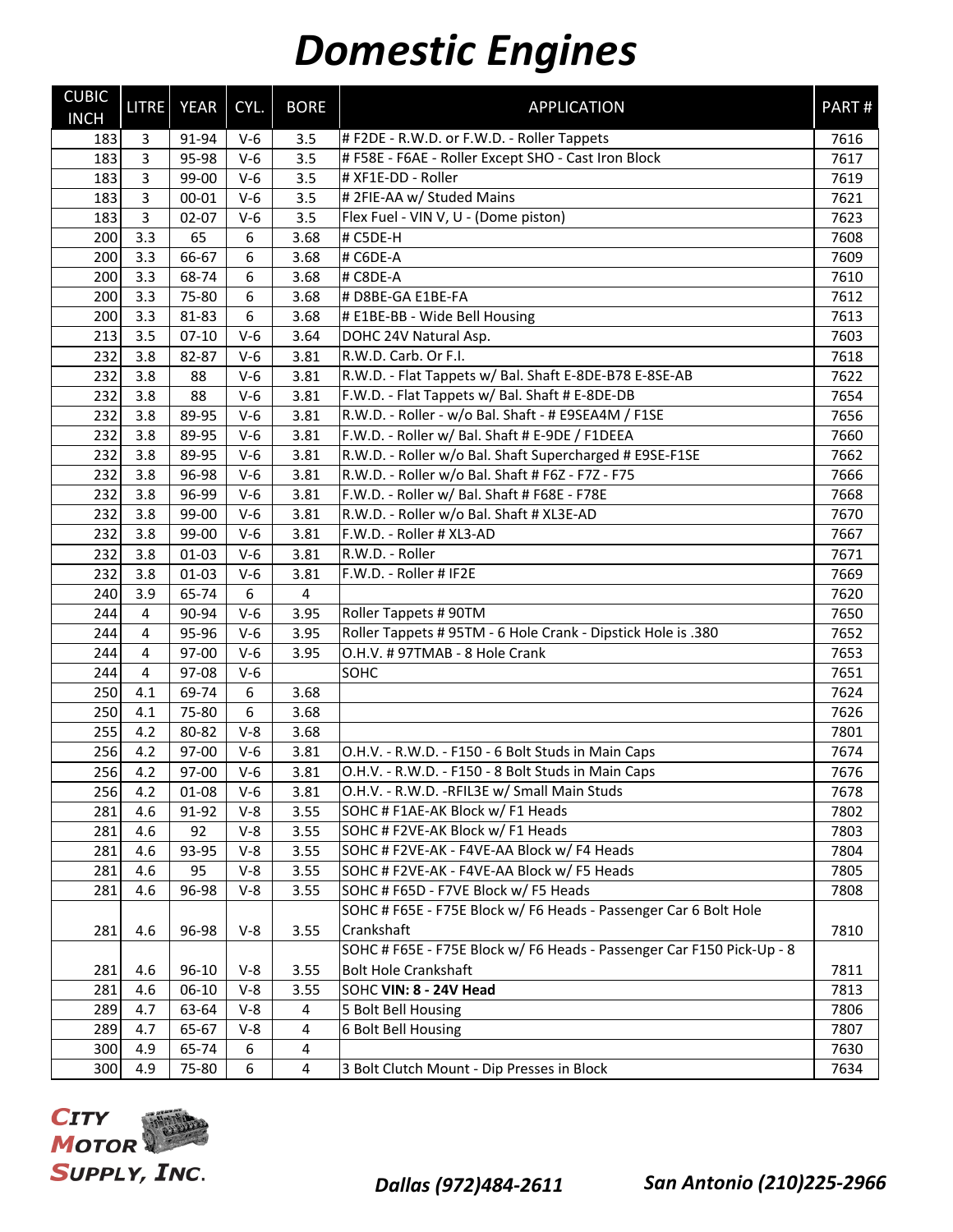# Domestic Engines

| CUBIC INCH | LITRE | YEAR | CYL. | BORE | APPLICATION | PART # |
|---|---|---|---|---|---|---|
| 183 | 3 | 91-94 | V-6 | 3.5 | # F2DE - R.W.D. or F.W.D. - Roller Tappets | 7616 |
| 183 | 3 | 95-98 | V-6 | 3.5 | # F58E - F6AE - Roller Except SHO - Cast Iron Block | 7617 |
| 183 | 3 | 99-00 | V-6 | 3.5 | # XF1E-DD - Roller | 7619 |
| 183 | 3 | 00-01 | V-6 | 3.5 | # 2FIE-AA w/ Studed Mains | 7621 |
| 183 | 3 | 02-07 | V-6 | 3.5 | Flex Fuel - VIN V, U - (Dome piston) | 7623 |
| 200 | 3.3 | 65 | 6 | 3.68 | # C5DE-H | 7608 |
| 200 | 3.3 | 66-67 | 6 | 3.68 | # C6DE-A | 7609 |
| 200 | 3.3 | 68-74 | 6 | 3.68 | # C8DE-A | 7610 |
| 200 | 3.3 | 75-80 | 6 | 3.68 | # D8BE-GA E1BE-FA | 7612 |
| 200 | 3.3 | 81-83 | 6 | 3.68 | # E1BE-BB - Wide Bell Housing | 7613 |
| 213 | 3.5 | 07-10 | V-6 | 3.64 | DOHC 24V Natural Asp. | 7603 |
| 232 | 3.8 | 82-87 | V-6 | 3.81 | R.W.D. Carb. Or F.I. | 7618 |
| 232 | 3.8 | 88 | V-6 | 3.81 | R.W.D. - Flat Tappets w/ Bal. Shaft E-8DE-B78 E-8SE-AB | 7622 |
| 232 | 3.8 | 88 | V-6 | 3.81 | F.W.D. - Flat Tappets w/ Bal. Shaft # E-8DE-DB | 7654 |
| 232 | 3.8 | 89-95 | V-6 | 3.81 | R.W.D. - Roller - w/o Bal. Shaft - # E9SEA4M / F1SE | 7656 |
| 232 | 3.8 | 89-95 | V-6 | 3.81 | F.W.D. - Roller w/ Bal. Shaft # E-9DE / F1DEEA | 7660 |
| 232 | 3.8 | 89-95 | V-6 | 3.81 | R.W.D. - Roller w/o Bal. Shaft Supercharged # E9SE-F1SE | 7662 |
| 232 | 3.8 | 96-98 | V-6 | 3.81 | R.W.D. - Roller w/o Bal. Shaft # F6Z - F7Z - F75 | 7666 |
| 232 | 3.8 | 96-99 | V-6 | 3.81 | F.W.D. - Roller w/ Bal. Shaft # F68E - F78E | 7668 |
| 232 | 3.8 | 99-00 | V-6 | 3.81 | R.W.D. - Roller w/o Bal. Shaft # XL3E-AD | 7670 |
| 232 | 3.8 | 99-00 | V-6 | 3.81 | F.W.D. - Roller # XL3-AD | 7667 |
| 232 | 3.8 | 01-03 | V-6 | 3.81 | R.W.D. - Roller | 7671 |
| 232 | 3.8 | 01-03 | V-6 | 3.81 | F.W.D. - Roller # IF2E | 7669 |
| 240 | 3.9 | 65-74 | 6 | 4 | | 7620 |
| 244 | 4 | 90-94 | V-6 | 3.95 | Roller Tappets # 90TM | 7650 |
| 244 | 4 | 95-96 | V-6 | 3.95 | Roller Tappets # 95TM - 6 Hole Crank - Dipstick Hole is .380 | 7652 |
| 244 | 4 | 97-00 | V-6 | 3.95 | O.H.V. # 97TMAB - 8 Hole Crank | 7653 |
| 244 | 4 | 97-08 | V-6 | | SOHC | 7651 |
| 250 | 4.1 | 69-74 | 6 | 3.68 | | 7624 |
| 250 | 4.1 | 75-80 | 6 | 3.68 | | 7626 |
| 255 | 4.2 | 80-82 | V-8 | 3.68 | | 7801 |
| 256 | 4.2 | 97-00 | V-6 | 3.81 | O.H.V. - R.W.D. - F150 - 6 Bolt Studs in Main Caps | 7674 |
| 256 | 4.2 | 97-00 | V-6 | 3.81 | O.H.V. - R.W.D. - F150 - 8 Bolt Studs in Main Caps | 7676 |
| 256 | 4.2 | 01-08 | V-6 | 3.81 | O.H.V. - R.W.D. -RFIL3E w/ Small Main Studs | 7678 |
| 281 | 4.6 | 91-92 | V-8 | 3.55 | SOHC # F1AE-AK Block w/ F1 Heads | 7802 |
| 281 | 4.6 | 92 | V-8 | 3.55 | SOHC # F2VE-AK Block w/ F1 Heads | 7803 |
| 281 | 4.6 | 93-95 | V-8 | 3.55 | SOHC # F2VE-AK - F4VE-AA Block w/ F4 Heads | 7804 |
| 281 | 4.6 | 95 | V-8 | 3.55 | SOHC # F2VE-AK - F4VE-AA Block w/ F5 Heads | 7805 |
| 281 | 4.6 | 96-98 | V-8 | 3.55 | SOHC # F65D - F7VE Block w/ F5 Heads | 7808 |
| 281 | 4.6 | 96-98 | V-8 | 3.55 | SOHC # F65E - F75E Block w/ F6 Heads - Passenger Car 6 Bolt Hole Crankshaft | 7810 |
| 281 | 4.6 | 96-10 | V-8 | 3.55 | SOHC # F65E - F75E Block w/ F6 Heads - Passenger Car F150 Pick-Up - 8 Bolt Hole Crankshaft | 7811 |
| 281 | 4.6 | 06-10 | V-8 | 3.55 | SOHC **VIN: 8 - 24V Head** | 7813 |
| 289 | 4.7 | 63-64 | V-8 | 4 | 5 Bolt Bell Housing | 7806 |
| 289 | 4.7 | 65-67 | V-8 | 4 | 6 Bolt Bell Housing | 7807 |
| 300 | 4.9 | 65-74 | 6 | 4 | | 7630 |
| 300 | 4.9 | 75-80 | 6 | 4 | 3 Bolt Clutch Mount - Dip Presses in Block | 7634 |

CITY MOTOR SUPPLY, INC.

*Dallas (972)484-2611* *San Antonio (210)225-2966*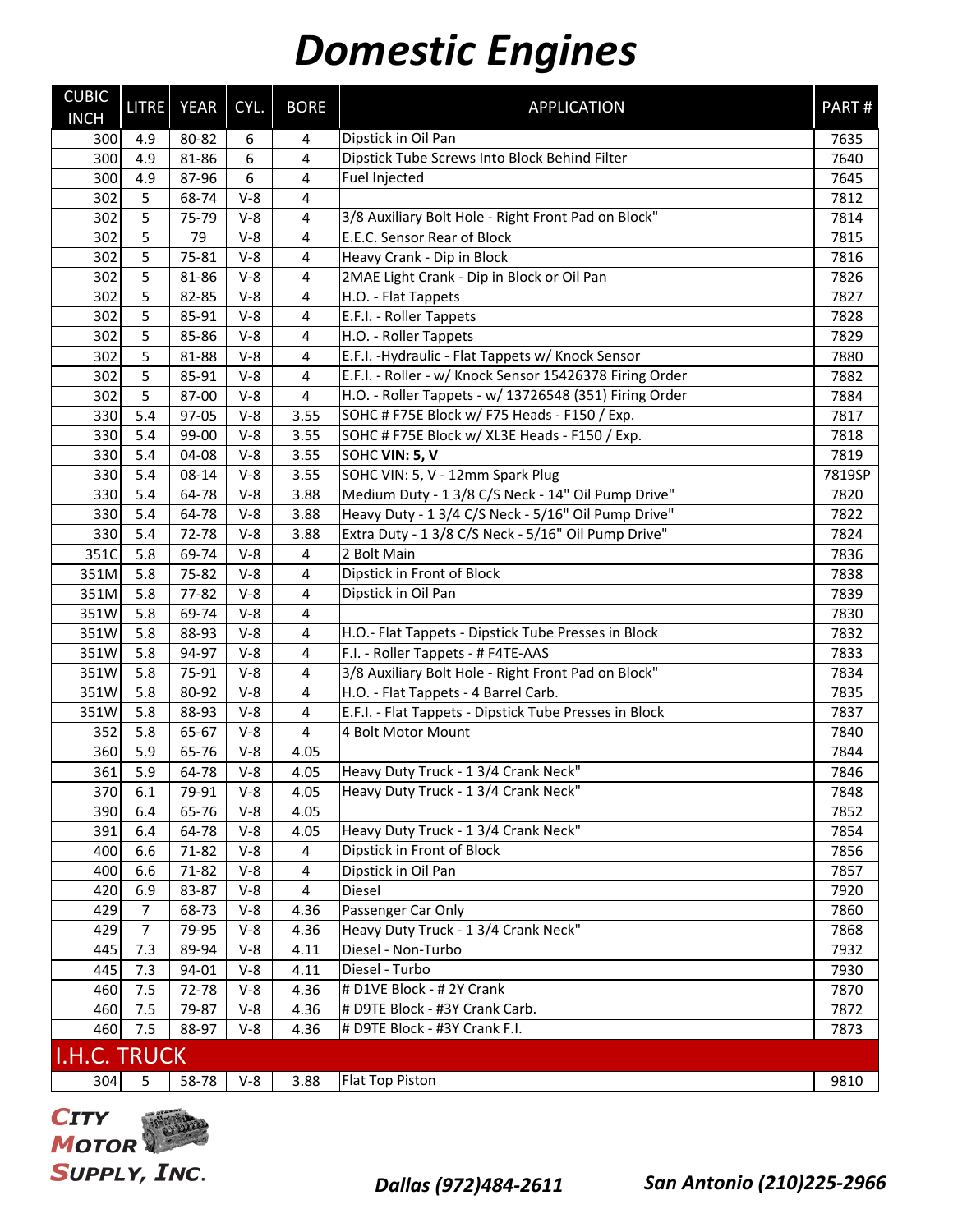# Domestic Engines

| CUBIC INCH | LITRE | YEAR | CYL. | BORE | APPLICATION | PART # |
|---|---|---|---|---|---|---|
| 300 | 4.9 | 80-82 | 6 | 4 | Dipstick in Oil Pan | 7635 |
| 300 | 4.9 | 81-86 | 6 | 4 | Dipstick Tube Screws Into Block Behind Filter | 7640 |
| 300 | 4.9 | 87-96 | 6 | 4 | Fuel Injected | 7645 |
| 302 | 5 | 68-74 | V-8 | 4 | | 7812 |
| 302 | 5 | 75-79 | V-8 | 4 | 3/8 Auxiliary Bolt Hole - Right Front Pad on Block" | 7814 |
| 302 | 5 | 79 | V-8 | 4 | E.E.C. Sensor Rear of Block | 7815 |
| 302 | 5 | 75-81 | V-8 | 4 | Heavy Crank - Dip in Block | 7816 |
| 302 | 5 | 81-86 | V-8 | 4 | 2MAE Light Crank - Dip in Block or Oil Pan | 7826 |
| 302 | 5 | 82-85 | V-8 | 4 | H.O. - Flat Tappets | 7827 |
| 302 | 5 | 85-91 | V-8 | 4 | E.F.I. - Roller Tappets | 7828 |
| 302 | 5 | 85-86 | V-8 | 4 | H.O. - Roller Tappets | 7829 |
| 302 | 5 | 81-88 | V-8 | 4 | E.F.I. -Hydraulic - Flat Tappets w/ Knock Sensor | 7880 |
| 302 | 5 | 85-91 | V-8 | 4 | E.F.I. - Roller - w/ Knock Sensor 15426378 Firing Order | 7882 |
| 302 | 5 | 87-00 | V-8 | 4 | H.O. - Roller Tappets - w/ 13726548 (351) Firing Order | 7884 |
| 330 | 5.4 | 97-05 | V-8 | 3.55 | SOHC # F75E Block w/ F75 Heads - F150 / Exp. | 7817 |
| 330 | 5.4 | 99-00 | V-8 | 3.55 | SOHC # F75E Block w/ XL3E Heads - F150 / Exp. | 7818 |
| 330 | 5.4 | 04-08 | V-8 | 3.55 | SOHC **VIN: 5, V** | 7819 |
| 330 | 5.4 | 08-14 | V-8 | 3.55 | SOHC VIN: 5, V - 12mm Spark Plug | 7819SP |
| 330 | 5.4 | 64-78 | V-8 | 3.88 | Medium Duty - 1 3/8 C/S Neck - 14" Oil Pump Drive" | 7820 |
| 330 | 5.4 | 64-78 | V-8 | 3.88 | Heavy Duty - 1 3/4 C/S Neck - 5/16" Oil Pump Drive" | 7822 |
| 330 | 5.4 | 72-78 | V-8 | 3.88 | Extra Duty - 1 3/8 C/S Neck - 5/16" Oil Pump Drive" | 7824 |
| 351C | 5.8 | 69-74 | V-8 | 4 | 2 Bolt Main | 7836 |
| 351M | 5.8 | 75-82 | V-8 | 4 | Dipstick in Front of Block | 7838 |
| 351M | 5.8 | 77-82 | V-8 | 4 | Dipstick in Oil Pan | 7839 |
| 351W | 5.8 | 69-74 | V-8 | 4 | | 7830 |
| 351W | 5.8 | 88-93 | V-8 | 4 | H.O.- Flat Tappets - Dipstick Tube Presses in Block | 7832 |
| 351W | 5.8 | 94-97 | V-8 | 4 | F.I. - Roller Tappets - # F4TE-AAS | 7833 |
| 351W | 5.8 | 75-91 | V-8 | 4 | 3/8 Auxiliary Bolt Hole - Right Front Pad on Block" | 7834 |
| 351W | 5.8 | 80-92 | V-8 | 4 | H.O. - Flat Tappets - 4 Barrel Carb. | 7835 |
| 351W | 5.8 | 88-93 | V-8 | 4 | E.F.I. - Flat Tappets - Dipstick Tube Presses in Block | 7837 |
| 352 | 5.8 | 65-67 | V-8 | 4 | 4 Bolt Motor Mount | 7840 |
| 360 | 5.9 | 65-76 | V-8 | 4.05 | | 7844 |
| 361 | 5.9 | 64-78 | V-8 | 4.05 | Heavy Duty Truck - 1 3/4 Crank Neck" | 7846 |
| 370 | 6.1 | 79-91 | V-8 | 4.05 | Heavy Duty Truck - 1 3/4 Crank Neck" | 7848 |
| 390 | 6.4 | 65-76 | V-8 | 4.05 | | 7852 |
| 391 | 6.4 | 64-78 | V-8 | 4.05 | Heavy Duty Truck - 1 3/4 Crank Neck" | 7854 |
| 400 | 6.6 | 71-82 | V-8 | 4 | Dipstick in Front of Block | 7856 |
| 400 | 6.6 | 71-82 | V-8 | 4 | Dipstick in Oil Pan | 7857 |
| 420 | 6.9 | 83-87 | V-8 | 4 | Diesel | 7920 |
| 429 | 7 | 68-73 | V-8 | 4.36 | Passenger Car Only | 7860 |
| 429 | 7 | 79-95 | V-8 | 4.36 | Heavy Duty Truck - 1 3/4 Crank Neck" | 7868 |
| 445 | 7.3 | 89-94 | V-8 | 4.11 | Diesel - Non-Turbo | 7932 |
| 445 | 7.3 | 94-01 | V-8 | 4.11 | Diesel - Turbo | 7930 |
| 460 | 7.5 | 72-78 | V-8 | 4.36 | # D1VE Block - # 2Y Crank | 7870 |
| 460 | 7.5 | 79-87 | V-8 | 4.36 | # D9TE Block - #3Y Crank Carb. | 7872 |
| 460 | 7.5 | 88-97 | V-8 | 4.36 | # D9TE Block - #3Y Crank F.I. | 7873 |
| **I.H.C. TRUCK** | | | | | | |
| 304 | 5 | 58-78 | V-8 | 3.88 | Flat Top Piston | 9810 |

City Motor Supply, Inc.

*Dallas (972)484-2611* *San Antonio (210)225-2966*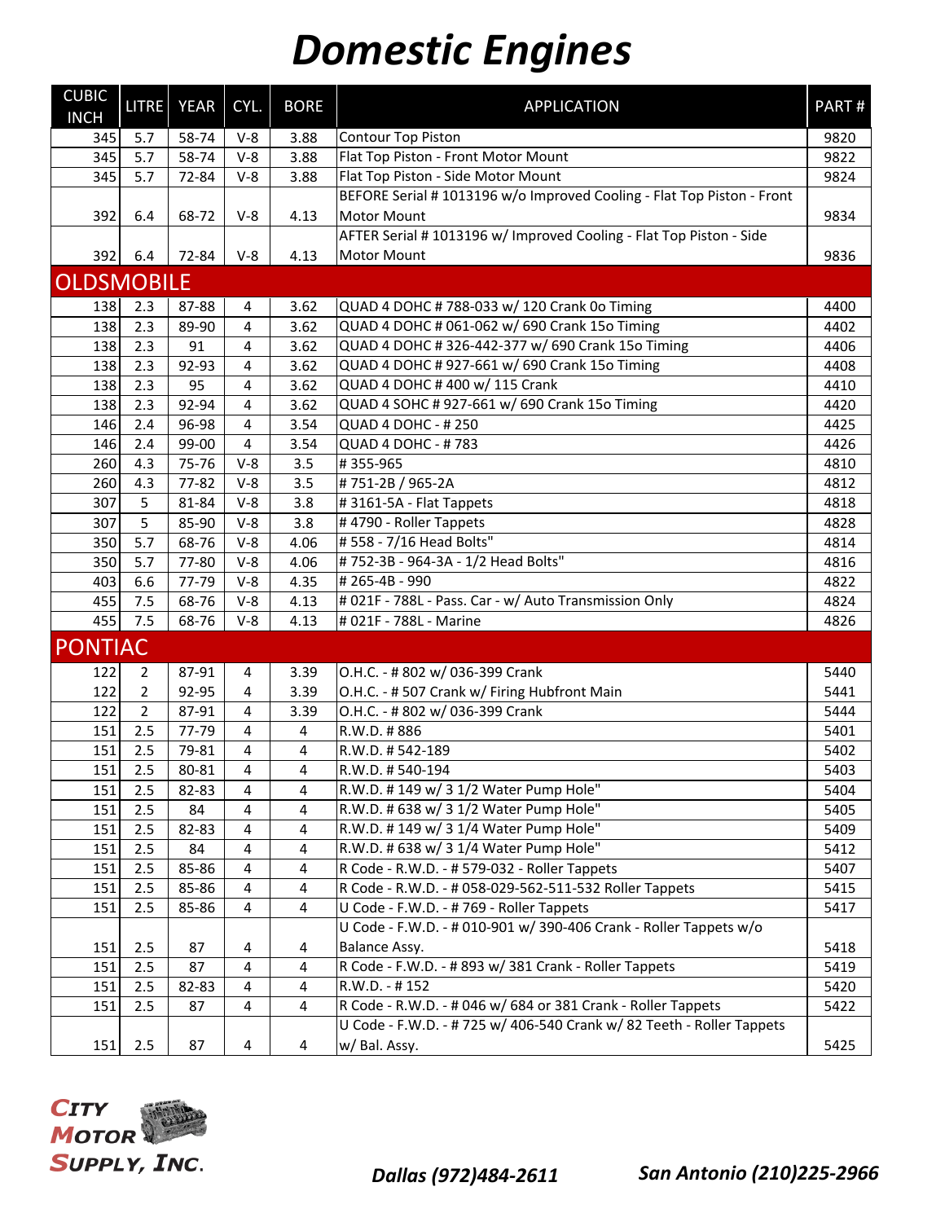# Domestic Engines

| CUBIC INCH | LITRE | YEAR | CYL. | BORE | APPLICATION | PART # |
|---|---|---|---|---|---|---|
| 345 | 5.7 | 58-74 | V-8 | 3.88 | Contour Top Piston | 9820 |
| 345 | 5.7 | 58-74 | V-8 | 3.88 | Flat Top Piston - Front Motor Mount | 9822 |
| 345 | 5.7 | 72-84 | V-8 | 3.88 | Flat Top Piston - Side Motor Mount | 9824 |
| 392 | 6.4 | 68-72 | V-8 | 4.13 | BEFORE Serial # 1013196 w/o Improved Cooling - Flat Top Piston - Front Motor Mount | 9834 |
| 392 | 6.4 | 72-84 | V-8 | 4.13 | AFTER Serial # 1013196 w/ Improved Cooling - Flat Top Piston - Side Motor Mount | 9836 |
| **OLDSMOBILE** | | | | | | |
| 138 | 2.3 | 87-88 | 4 | 3.62 | QUAD 4 DOHC # 788-033 w/ 120 Crank 0o Timing | 4400 |
| 138 | 2.3 | 89-90 | 4 | 3.62 | QUAD 4 DOHC # 061-062 w/ 690 Crank 15o Timing | 4402 |
| 138 | 2.3 | 91 | 4 | 3.62 | QUAD 4 DOHC # 326-442-377 w/ 690 Crank 15o Timing | 4406 |
| 138 | 2.3 | 92-93 | 4 | 3.62 | QUAD 4 DOHC # 927-661 w/ 690 Crank 15o Timing | 4408 |
| 138 | 2.3 | 95 | 4 | 3.62 | QUAD 4 DOHC # 400 w/ 115 Crank | 4410 |
| 138 | 2.3 | 92-94 | 4 | 3.62 | QUAD 4 SOHC # 927-661 w/ 690 Crank 15o Timing | 4420 |
| 146 | 2.4 | 96-98 | 4 | 3.54 | QUAD 4 DOHC - # 250 | 4425 |
| 146 | 2.4 | 99-00 | 4 | 3.54 | QUAD 4 DOHC - # 783 | 4426 |
| 260 | 4.3 | 75-76 | V-8 | 3.5 | # 355-965 | 4810 |
| 260 | 4.3 | 77-82 | V-8 | 3.5 | # 751-2B / 965-2A | 4812 |
| 307 | 5 | 81-84 | V-8 | 3.8 | # 3161-5A - Flat Tappets | 4818 |
| 307 | 5 | 85-90 | V-8 | 3.8 | # 4790 - Roller Tappets | 4828 |
| 350 | 5.7 | 68-76 | V-8 | 4.06 | # 558 - 7/16 Head Bolts" | 4814 |
| 350 | 5.7 | 77-80 | V-8 | 4.06 | # 752-3B - 964-3A - 1/2 Head Bolts" | 4816 |
| 403 | 6.6 | 77-79 | V-8 | 4.35 | # 265-4B - 990 | 4822 |
| 455 | 7.5 | 68-76 | V-8 | 4.13 | # 021F - 788L - Pass. Car - w/ Auto Transmission Only | 4824 |
| 455 | 7.5 | 68-76 | V-8 | 4.13 | # 021F - 788L - Marine | 4826 |
| **PONTIAC** | | | | | | |
| 122 | 2 | 87-91 | 4 | 3.39 | O.H.C. - # 802 w/ 036-399 Crank | 5440 |
| 122 | 2 | 92-95 | 4 | 3.39 | O.H.C. - # 507 Crank w/ Firing Hubfront Main | 5441 |
| 122 | 2 | 87-91 | 4 | 3.39 | O.H.C. - # 802 w/ 036-399 Crank | 5444 |
| 151 | 2.5 | 77-79 | 4 | 4 | R.W.D. # 886 | 5401 |
| 151 | 2.5 | 79-81 | 4 | 4 | R.W.D. # 542-189 | 5402 |
| 151 | 2.5 | 80-81 | 4 | 4 | R.W.D. # 540-194 | 5403 |
| 151 | 2.5 | 82-83 | 4 | 4 | R.W.D. # 149 w/ 3 1/2 Water Pump Hole" | 5404 |
| 151 | 2.5 | 84 | 4 | 4 | R.W.D. # 638 w/ 3 1/2 Water Pump Hole" | 5405 |
| 151 | 2.5 | 82-83 | 4 | 4 | R.W.D. # 149 w/ 3 1/4 Water Pump Hole" | 5409 |
| 151 | 2.5 | 84 | 4 | 4 | R.W.D. # 638 w/ 3 1/4 Water Pump Hole" | 5412 |
| 151 | 2.5 | 85-86 | 4 | 4 | R Code - R.W.D. - # 579-032 - Roller Tappets | 5407 |
| 151 | 2.5 | 85-86 | 4 | 4 | R Code - R.W.D. - # 058-029-562-511-532 Roller Tappets | 5415 |
| 151 | 2.5 | 85-86 | 4 | 4 | U Code - F.W.D. - # 769 - Roller Tappets | 5417 |
| 151 | 2.5 | 87 | 4 | 4 | U Code - F.W.D. - # 010-901 w/ 390-406 Crank - Roller Tappets w/o Balance Assy. | 5418 |
| 151 | 2.5 | 87 | 4 | 4 | R Code - F.W.D. - # 893 w/ 381 Crank - Roller Tappets | 5419 |
| 151 | 2.5 | 82-83 | 4 | 4 | R.W.D. - # 152 | 5420 |
| 151 | 2.5 | 87 | 4 | 4 | R Code - R.W.D. - # 046 w/ 684 or 381 Crank - Roller Tappets | 5422 |
| 151 | 2.5 | 87 | 4 | 4 | U Code - F.W.D. - # 725 w/ 406-540 Crank w/ 82 Teeth - Roller Tappets w/ Bal. Assy. | 5425 |

CITY MOTOR SUPPLY, INC.

*Dallas (972)484-2611*    *San Antonio (210)225-2966*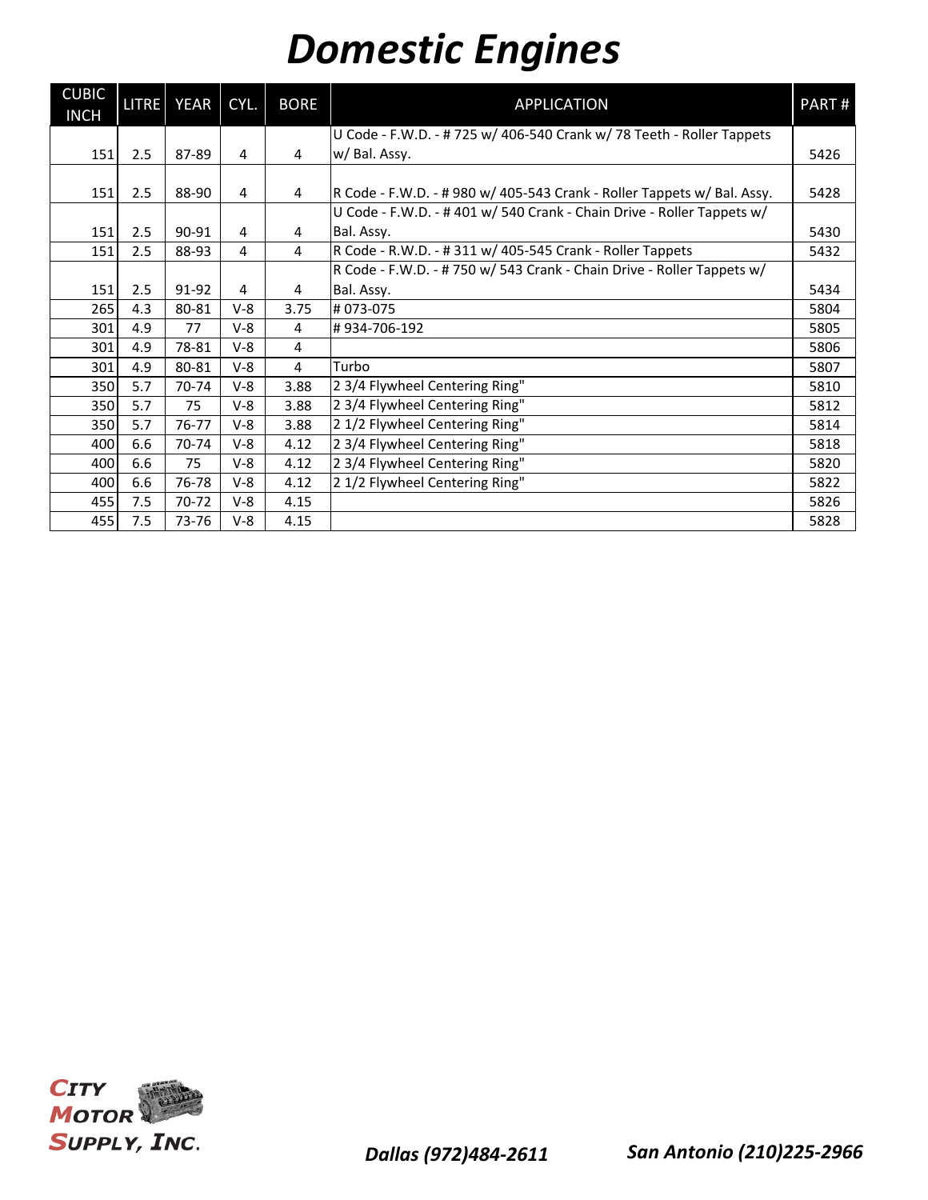# Domestic Engines

| CUBIC INCH | LITRE | YEAR | CYL. | BORE | APPLICATION | PART # |
|---|---|---|---|---|---|---|
| 151 | 2.5 | 87-89 | 4 | 4 | U Code - F.W.D. - # 725 w/ 406-540 Crank w/ 78 Teeth - Roller Tappets w/ Bal. Assy. | 5426 |
| 151 | 2.5 | 88-90 | 4 | 4 | R Code - F.W.D. - # 980 w/ 405-543 Crank - Roller Tappets w/ Bal. Assy. | 5428 |
| 151 | 2.5 | 90-91 | 4 | 4 | U Code - F.W.D. - # 401 w/ 540 Crank - Chain Drive - Roller Tappets w/ Bal. Assy. | 5430 |
| 151 | 2.5 | 88-93 | 4 | 4 | R Code - R.W.D. - # 311 w/ 405-545 Crank - Roller Tappets | 5432 |
| 151 | 2.5 | 91-92 | 4 | 4 | R Code - F.W.D. - # 750 w/ 543 Crank - Chain Drive - Roller Tappets w/ Bal. Assy. | 5434 |
| 265 | 4.3 | 80-81 | V-8 | 3.75 | # 073-075 | 5804 |
| 301 | 4.9 | 77 | V-8 | 4 | # 934-706-192 | 5805 |
| 301 | 4.9 | 78-81 | V-8 | 4 | | 5806 |
| 301 | 4.9 | 80-81 | V-8 | 4 | Turbo | 5807 |
| 350 | 5.7 | 70-74 | V-8 | 3.88 | 2 3/4 Flywheel Centering Ring" | 5810 |
| 350 | 5.7 | 75 | V-8 | 3.88 | 2 3/4 Flywheel Centering Ring" | 5812 |
| 350 | 5.7 | 76-77 | V-8 | 3.88 | 2 1/2 Flywheel Centering Ring" | 5814 |
| 400 | 6.6 | 70-74 | V-8 | 4.12 | 2 3/4 Flywheel Centering Ring" | 5818 |
| 400 | 6.6 | 75 | V-8 | 4.12 | 2 3/4 Flywheel Centering Ring" | 5820 |
| 400 | 6.6 | 76-78 | V-8 | 4.12 | 2 1/2 Flywheel Centering Ring" | 5822 |
| 455 | 7.5 | 70-72 | V-8 | 4.15 | | 5826 |
| 455 | 7.5 | 73-76 | V-8 | 4.15 | | 5828 |

CITY MOTOR SUPPLY, INC.

*Dallas (972)484-2611* *San Antonio (210)225-2966*